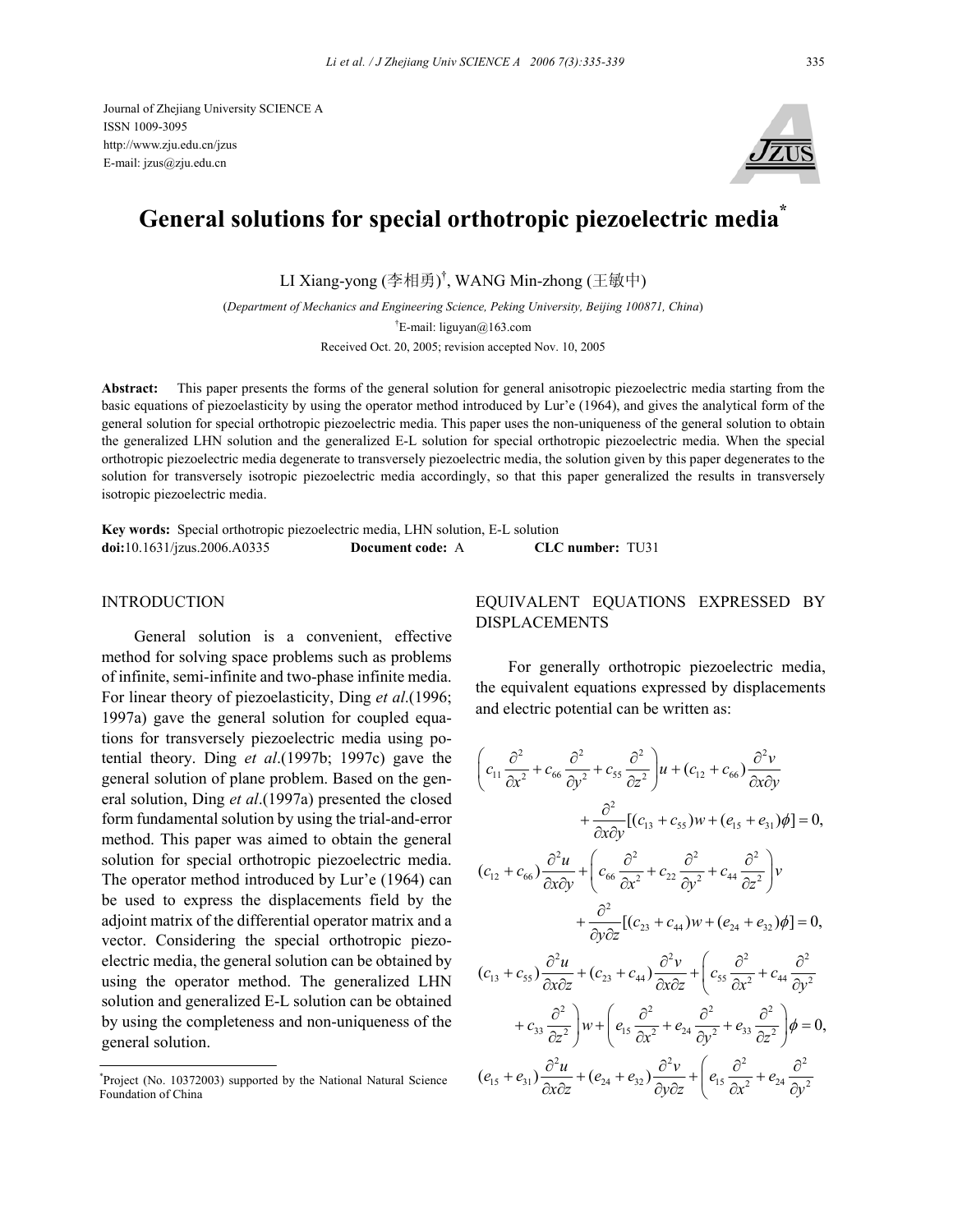Journal of Zhejiang University SCIENCE A
ISSN 1009-3095
http://www.zju.edu.cn/jzus
E-mail: jzus@zju.edu.cn

# General solutions for special orthotropic piezoelectric media*

LI Xiang-yong (李相勇)[†], WANG Min-zhong (王敏中)

(*Department of Mechanics and Engineering Science, Peking University, Beijing 100871, China*)

[†]E-mail: liguyan@163.com

Received Oct. 20, 2005; revision accepted Nov. 10, 2005

**Abstract:** This paper presents the forms of the general solution for general anisotropic piezoelectric media starting from the basic equations of piezoelasticity by using the operator method introduced by Lur'e (1964), and gives the analytical form of the general solution for special orthotropic piezoelectric media. This paper uses the non-uniqueness of the general solution to obtain the generalized LHN solution and the generalized E-L solution for special orthotropic piezoelectric media. When the special orthotropic piezoelectric media degenerate to transversely piezoelectric media, the solution given by this paper degenerates to the solution for transversely isotropic piezoelectric media accordingly, so that this paper generalized the results in transversely isotropic piezoelectric media.

**Key words:** Special orthotropic piezoelectric media, LHN solution, E-L solution
**doi:**10.1631/jzus.2006.A0335 **Document code:** A **CLC number:** TU31

## INTRODUCTION

General solution is a convenient, effective method for solving space problems such as problems of infinite, semi-infinite and two-phase infinite media. For linear theory of piezoelasticity, Ding *et al*.(1996; 1997a) gave the general solution for coupled equations for transversely piezoelectric media using potential theory. Ding *et al*.(1997b; 1997c) gave the general solution of plane problem. Based on the general solution, Ding *et al*.(1997a) presented the closed form fundamental solution by using the trial-and-error method. This paper was aimed to obtain the general solution for special orthotropic piezoelectric media. The operator method introduced by Lur'e (1964) can be used to express the displacements field by the adjoint matrix of the differential operator matrix and a vector. Considering the special orthotropic piezoelectric media, the general solution can be obtained by using the operator method. The generalized LHN solution and generalized E-L solution can be obtained by using the completeness and non-uniqueness of the general solution.

## EQUIVALENT EQUATIONS EXPRESSED BY DISPLACEMENTS

For generally orthotropic piezoelectric media, the equivalent equations expressed by displacements and electric potential can be written as:

$$
\begin{aligned}
&\left(c_{11}\frac{\partial^2}{\partial x^2}+c_{66}\frac{\partial^2}{\partial y^2}+c_{55}\frac{\partial^2}{\partial z^2}\right)u+(c_{12}+c_{66})\frac{\partial^2 v}{\partial x\partial y}\\
&\qquad+\frac{\partial^2}{\partial x\partial y}[(c_{13}+c_{55})w+(e_{15}+e_{31})\phi]=0,\\
&(c_{12}+c_{66})\frac{\partial^2 u}{\partial x\partial y}+\left(c_{66}\frac{\partial^2}{\partial x^2}+c_{22}\frac{\partial^2}{\partial y^2}+c_{44}\frac{\partial^2}{\partial z^2}\right)v\\
&\qquad+\frac{\partial^2}{\partial y\partial z}[(c_{23}+c_{44})w+(e_{24}+e_{32})\phi]=0,\\
&(c_{13}+c_{55})\frac{\partial^2 u}{\partial x\partial z}+(c_{23}+c_{44})\frac{\partial^2 v}{\partial x\partial z}+\left(c_{55}\frac{\partial^2}{\partial x^2}+c_{44}\frac{\partial^2}{\partial y^2}\right.\\
&\qquad\left.+c_{33}\frac{\partial^2}{\partial z^2}\right)w+\left(e_{15}\frac{\partial^2}{\partial x^2}+e_{24}\frac{\partial^2}{\partial y^2}+e_{33}\frac{\partial^2}{\partial z^2}\right)\phi=0,\\
&(e_{15}+e_{31})\frac{\partial^2 u}{\partial x\partial z}+(e_{24}+e_{32})\frac{\partial^2 v}{\partial y\partial z}+\left(e_{15}\frac{\partial^2}{\partial x^2}+e_{24}\frac{\partial^2}{\partial y^2}\right.
\end{aligned}
$$

*Project (No. 10372003) supported by the National Natural Science Foundation of China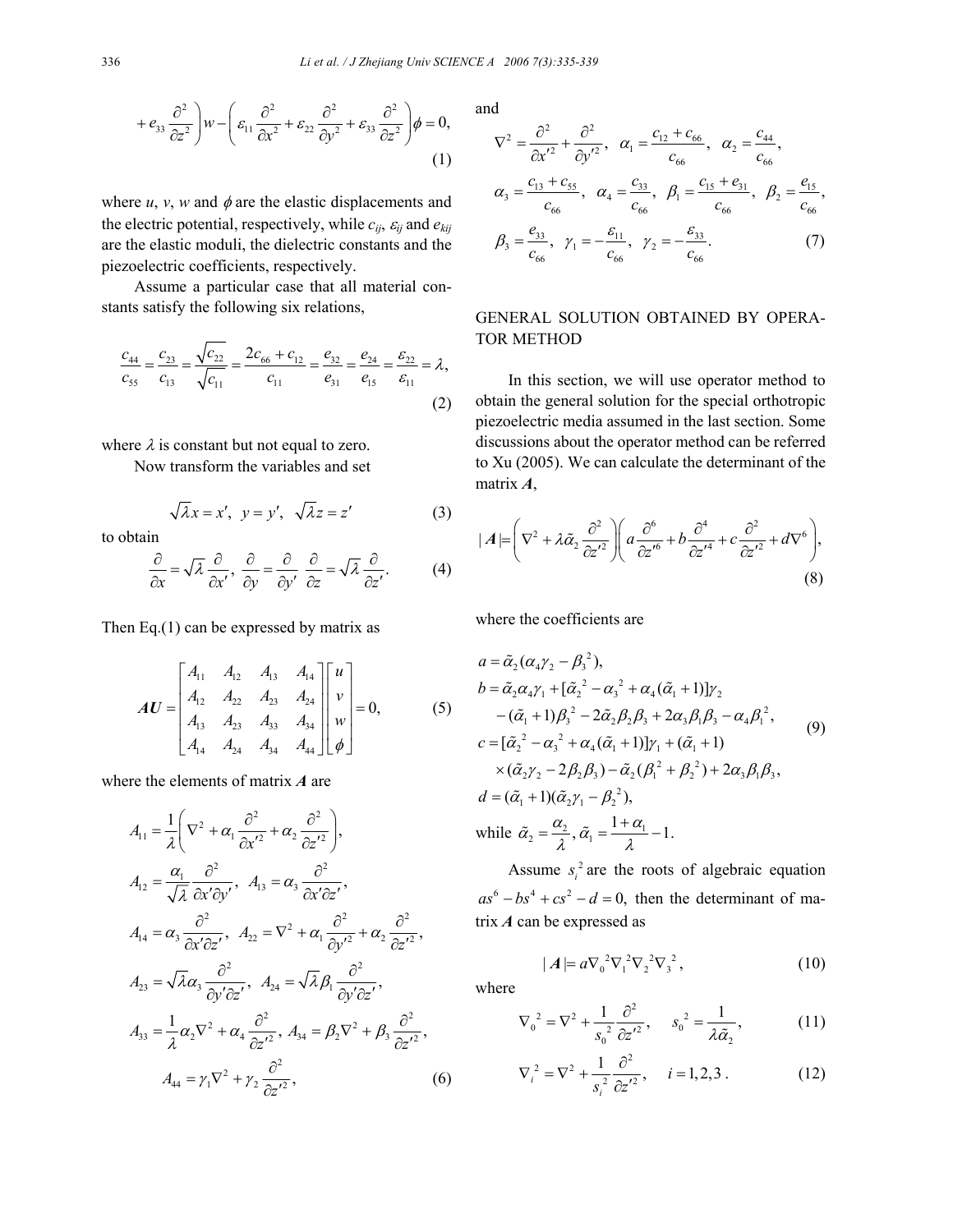$$+e_{33}\frac{\partial^2}{\partial z^2}\bigg)w-\left(\varepsilon_{11}\frac{\partial^2}{\partial x^2}+\varepsilon_{22}\frac{\partial^2}{\partial y^2}+\varepsilon_{33}\frac{\partial^2}{\partial z^2}\right)\phi=0, \tag{1}$$

where $u$, $v$, $w$ and $\phi$ are the elastic displacements and the electric potential, respectively, while $c_{ij}$, $\varepsilon_{ij}$ and $e_{kij}$ are the elastic moduli, the dielectric constants and the piezoelectric coefficients, respectively.

Assume a particular case that all material constants satisfy the following six relations,

$$\frac{c_{44}}{c_{55}}=\frac{c_{23}}{c_{13}}=\frac{\sqrt{c_{22}}}{\sqrt{c_{11}}}=\frac{2c_{66}+c_{12}}{c_{11}}=\frac{e_{32}}{e_{31}}=\frac{e_{24}}{e_{15}}=\frac{\varepsilon_{22}}{\varepsilon_{11}}=\lambda, \tag{2}$$

where $\lambda$ is constant but not equal to zero.

Now transform the variables and set

$$\sqrt{\lambda}x=x',\ \ y=y',\ \ \sqrt{\lambda}z=z' \tag{3}$$

to obtain

$$\frac{\partial}{\partial x}=\sqrt{\lambda}\frac{\partial}{\partial x'},\ \frac{\partial}{\partial y}=\frac{\partial}{\partial y'}\ \frac{\partial}{\partial z}=\sqrt{\lambda}\frac{\partial}{\partial z'}. \tag{4}$$

Then Eq.(1) can be expressed by matrix as

$$\boldsymbol{AU}=\begin{bmatrix}A_{11}&A_{12}&A_{13}&A_{14}\\A_{12}&A_{22}&A_{23}&A_{24}\\A_{13}&A_{23}&A_{33}&A_{34}\\A_{14}&A_{24}&A_{34}&A_{44}\end{bmatrix}\begin{bmatrix}u\\v\\w\\\phi\end{bmatrix}=0, \tag{5}$$

where the elements of matrix $\boldsymbol{A}$ are

$$\begin{aligned}
&A_{11}=\frac{1}{\lambda}\left(\nabla^2+\alpha_1\frac{\partial^2}{\partial x'^2}+\alpha_2\frac{\partial^2}{\partial z'^2}\right),\\
&A_{12}=\frac{\alpha_1}{\sqrt{\lambda}}\frac{\partial^2}{\partial x'\partial y'},\ \ A_{13}=\alpha_3\frac{\partial^2}{\partial x'\partial z'},\\
&A_{14}=\alpha_3\frac{\partial^2}{\partial x'\partial z'},\ \ A_{22}=\nabla^2+\alpha_1\frac{\partial^2}{\partial y'^2}+\alpha_2\frac{\partial^2}{\partial z'^2},\\
&A_{23}=\sqrt{\lambda}\alpha_3\frac{\partial^2}{\partial y'\partial z'},\ \ A_{24}=\sqrt{\lambda}\beta_1\frac{\partial^2}{\partial y'\partial z'},\\
&A_{33}=\frac{1}{\lambda}\alpha_2\nabla^2+\alpha_4\frac{\partial^2}{\partial z'^2},\ A_{34}=\beta_2\nabla^2+\beta_3\frac{\partial^2}{\partial z'^2},\\
&A_{44}=\gamma_1\nabla^2+\gamma_2\frac{\partial^2}{\partial z'^2},
\end{aligned} \tag{6}$$

and

$$\begin{aligned}
&\nabla^2=\frac{\partial^2}{\partial x'^2}+\frac{\partial^2}{\partial y'^2},\ \ \alpha_1=\frac{c_{12}+c_{66}}{c_{66}},\ \ \alpha_2=\frac{c_{44}}{c_{66}},\\
&\alpha_3=\frac{c_{13}+c_{55}}{c_{66}},\ \ \alpha_4=\frac{c_{33}}{c_{66}},\ \ \beta_1=\frac{c_{15}+e_{31}}{c_{66}},\ \ \beta_2=\frac{e_{15}}{c_{66}},\\
&\beta_3=\frac{e_{33}}{c_{66}},\ \ \gamma_1=-\frac{\varepsilon_{11}}{c_{66}},\ \ \gamma_2=-\frac{\varepsilon_{33}}{c_{66}}.
\end{aligned} \tag{7}$$

## GENERAL SOLUTION OBTAINED BY OPERATOR METHOD

In this section, we will use operator method to obtain the general solution for the special orthotropic piezoelectric media assumed in the last section. Some discussions about the operator method can be referred to Xu (2005). We can calculate the determinant of the matrix $\boldsymbol{A}$,

$$|\boldsymbol{A}|=\left(\nabla^2+\lambda\tilde{\alpha}_2\frac{\partial^2}{\partial z'^2}\right)\left(a\frac{\partial^6}{\partial z'^6}+b\frac{\partial^4}{\partial z'^4}+c\frac{\partial^2}{\partial z'^2}+d\nabla^6\right), \tag{8}$$

where the coefficients are

$$\begin{aligned}
&a=\tilde{\alpha}_2(\alpha_4\gamma_2-\beta_3^2),\\
&b=\tilde{\alpha}_2\alpha_4\gamma_1+[\tilde{\alpha}_2^2-\alpha_3^2+\alpha_4(\tilde{\alpha}_1+1)]\gamma_2\\
&\quad-(\tilde{\alpha}_1+1)\beta_3^2-2\tilde{\alpha}_2\beta_2\beta_3+2\alpha_3\beta_1\beta_3-\alpha_4\beta_1^2,\\
&c=[\tilde{\alpha}_2^2-\alpha_3^2+\alpha_4(\tilde{\alpha}_1+1)]\gamma_1+(\tilde{\alpha}_1+1)\\
&\quad\times(\tilde{\alpha}_2\gamma_2-2\beta_2\beta_3)-\tilde{\alpha}_2(\beta_1^2+\beta_2^2)+2\alpha_3\beta_1\beta_3,\\
&d=(\tilde{\alpha}_1+1)(\tilde{\alpha}_2\gamma_1-\beta_2^2),
\end{aligned} \tag{9}$$

while $\tilde{\alpha}_2=\dfrac{\alpha_2}{\lambda},\tilde{\alpha}_1=\dfrac{1+\alpha_1}{\lambda}-1.$

Assume $s_i^2$ are the roots of algebraic equation $as^6-bs^4+cs^2-d=0,$ then the determinant of matrix $\boldsymbol{A}$ can be expressed as

$$|\boldsymbol{A}|=a\nabla_0^{\ 2}\nabla_1^{\ 2}\nabla_2^{\ 2}\nabla_3^{\ 2}, \tag{10}$$

where

$$\nabla_0^{\ 2}=\nabla^2+\frac{1}{s_0^{\ 2}}\frac{\partial^2}{\partial z'^2},\quad s_0^{\ 2}=\frac{1}{\lambda\tilde{\alpha}_2}, \tag{11}$$

$$\nabla_i^{\ 2}=\nabla^2+\frac{1}{s_i^{\ 2}}\frac{\partial^2}{\partial z'^2},\quad i=1,2,3\ . \tag{12}$$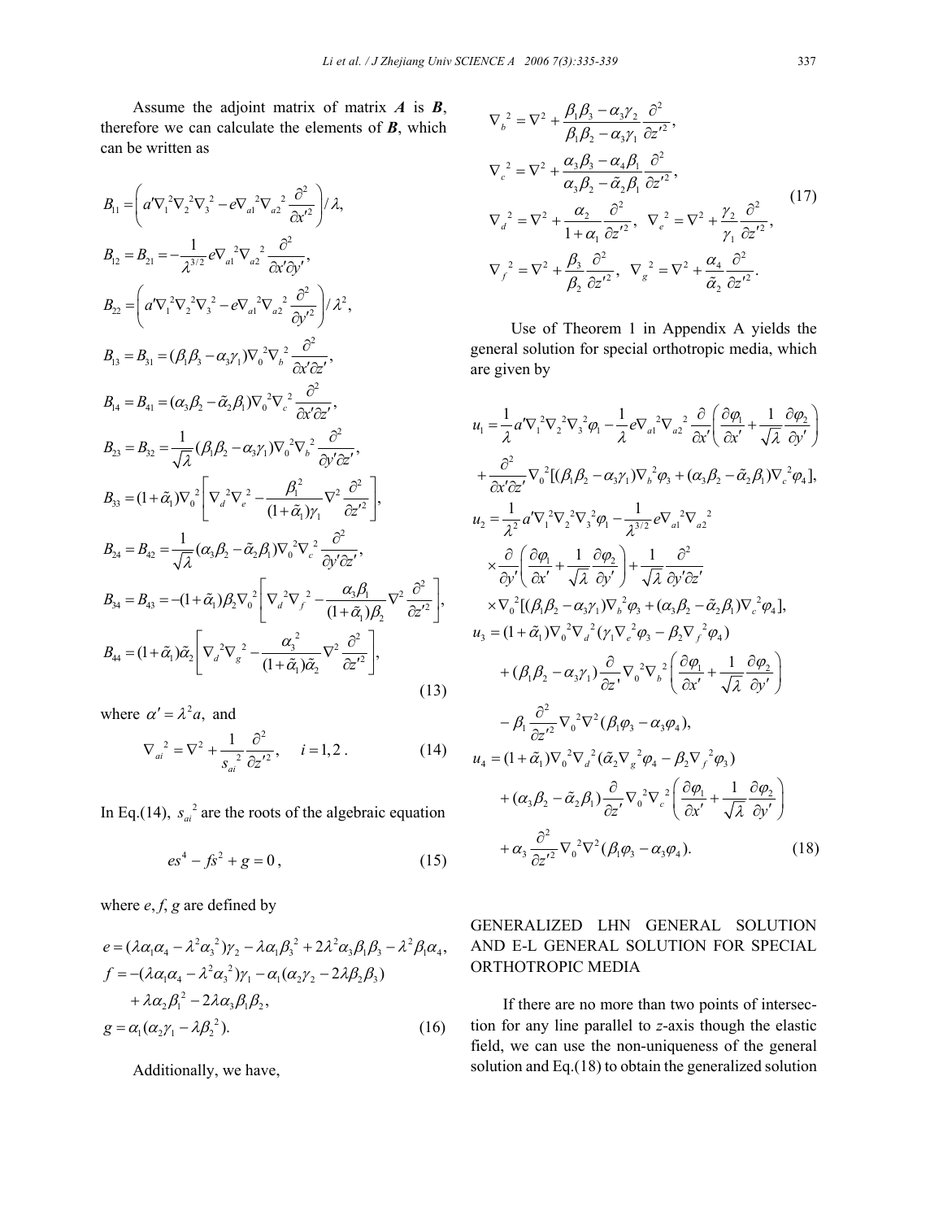Assume the adjoint matrix of matrix $\boldsymbol{A}$ is $\boldsymbol{B}$, therefore we can calculate the elements of $\boldsymbol{B}$, which can be written as

$$
\begin{aligned}
B_{11} &= \left( a'\nabla_1{}^2\nabla_2{}^2\nabla_3{}^2 - e\nabla_{a1}{}^2\nabla_{a2}{}^2 \frac{\partial^2}{\partial x'^2} \right) / \lambda, \\
B_{12} &= B_{21} = -\frac{1}{\lambda^{3/2}} e\nabla_{a1}{}^2\nabla_{a2}{}^2 \frac{\partial^2}{\partial x' \partial y'}, \\
B_{22} &= \left( a'\nabla_1{}^2\nabla_2{}^2\nabla_3{}^2 - e\nabla_{a1}{}^2\nabla_{a2}{}^2 \frac{\partial^2}{\partial y'^2} \right) / \lambda^2, \\
B_{13} &= B_{31} = (\beta_1\beta_3 - \alpha_3\gamma_1)\nabla_0{}^2\nabla_b{}^2 \frac{\partial^2}{\partial x' \partial z'}, \\
B_{14} &= B_{41} = (\alpha_3\beta_2 - \tilde{\alpha}_2\beta_1)\nabla_0{}^2\nabla_c{}^2 \frac{\partial^2}{\partial x' \partial z'}, \\
B_{23} &= B_{32} = \frac{1}{\sqrt{\lambda}}(\beta_1\beta_2 - \alpha_3\gamma_1)\nabla_0{}^2\nabla_b{}^2 \frac{\partial^2}{\partial y' \partial z'}, \\
B_{33} &= (1+\tilde{\alpha}_1)\nabla_0{}^2 \left[ \nabla_d{}^2\nabla_e{}^2 - \frac{\beta_1{}^2}{(1+\tilde{\alpha}_1)\gamma_1}\nabla^2 \frac{\partial^2}{\partial z'^2} \right], \\
B_{24} &= B_{42} = \frac{1}{\sqrt{\lambda}}(\alpha_3\beta_2 - \tilde{\alpha}_2\beta_1)\nabla_0{}^2\nabla_c{}^2 \frac{\partial^2}{\partial y' \partial z'}, \\
B_{34} &= B_{43} = -(1+\tilde{\alpha}_1)\beta_2\nabla_0{}^2 \left[ \nabla_d{}^2\nabla_f{}^2 - \frac{\alpha_3\beta_1}{(1+\tilde{\alpha}_1)\beta_2}\nabla^2 \frac{\partial^2}{\partial z'^2} \right], \\
B_{44} &= (1+\tilde{\alpha}_1)\tilde{\alpha}_2 \left[ \nabla_d{}^2\nabla_g{}^2 - \frac{\alpha_3{}^2}{(1+\tilde{\alpha}_1)\tilde{\alpha}_2}\nabla^2 \frac{\partial^2}{\partial z'^2} \right],
\end{aligned}
\tag{13}
$$

where $\alpha' = \lambda^2 a$, and

$$
\nabla_{ai}{}^2 = \nabla^2 + \frac{1}{s_{ai}{}^2}\frac{\partial^2}{\partial z'^2}, \quad i = 1, 2. \tag{14}
$$

In Eq.(14), $s_{ai}{}^2$ are the roots of the algebraic equation

$$
es^4 - fs^2 + g = 0, \tag{15}
$$

where $e$, $f$, $g$ are defined by

$$
\begin{aligned}
e &= (\lambda\alpha_1\alpha_4 - \lambda^2\alpha_3{}^2)\gamma_2 - \lambda\alpha_1\beta_3{}^2 + 2\lambda^2\alpha_3\beta_1\beta_3 - \lambda^2\beta_1\alpha_4, \\
f &= -(\lambda\alpha_1\alpha_4 - \lambda^2\alpha_3{}^2)\gamma_1 - \alpha_1(\alpha_2\gamma_2 - 2\lambda\beta_2\beta_3) \\
&\quad + \lambda\alpha_2\beta_1{}^2 - 2\lambda\alpha_3\beta_1\beta_2, \\
g &= \alpha_1(\alpha_2\gamma_1 - \lambda\beta_2{}^2).
\end{aligned}
\tag{16}
$$

Additionally, we have,

$$
\begin{aligned}
\nabla_b{}^2 &= \nabla^2 + \frac{\beta_1\beta_3 - \alpha_3\gamma_2}{\beta_1\beta_2 - \alpha_3\gamma_1}\frac{\partial^2}{\partial z'^2}, \\
\nabla_c{}^2 &= \nabla^2 + \frac{\alpha_3\beta_3 - \alpha_4\beta_1}{\alpha_3\beta_2 - \tilde{\alpha}_2\beta_1}\frac{\partial^2}{\partial z'^2}, \\
\nabla_d{}^2 &= \nabla^2 + \frac{\alpha_2}{1+\alpha_1}\frac{\partial^2}{\partial z'^2}, \quad \nabla_e{}^2 = \nabla^2 + \frac{\gamma_2}{\gamma_1}\frac{\partial^2}{\partial z'^2}, \\
\nabla_f{}^2 &= \nabla^2 + \frac{\beta_3}{\beta_2}\frac{\partial^2}{\partial z'^2}, \quad \nabla_g{}^2 = \nabla^2 + \frac{\alpha_4}{\tilde{\alpha}_2}\frac{\partial^2}{\partial z'^2}.
\end{aligned}
\tag{17}
$$

Use of Theorem 1 in Appendix A yields the general solution for special orthotropic media, which are given by

$$
\begin{aligned}
u_1 &= \frac{1}{\lambda}a'\nabla_1{}^2\nabla_2{}^2\nabla_3{}^2\varphi_1 - \frac{1}{\lambda}e\nabla_{a1}{}^2\nabla_{a2}{}^2\frac{\partial}{\partial x'}\left(\frac{\partial\varphi_1}{\partial x'} + \frac{1}{\sqrt{\lambda}}\frac{\partial\varphi_2}{\partial y'}\right) \\
&\quad + \frac{\partial^2}{\partial x'\partial z'}\nabla_0{}^2[(\beta_1\beta_2 - \alpha_3\gamma_1)\nabla_b{}^2\varphi_3 + (\alpha_3\beta_2 - \tilde{\alpha}_2\beta_1)\nabla_c{}^2\varphi_4], \\
u_2 &= \frac{1}{\lambda^2}a'\nabla_1{}^2\nabla_2{}^2\nabla_3{}^2\varphi_1 - \frac{1}{\lambda^{3/2}}e\nabla_{a1}{}^2\nabla_{a2}{}^2 \\
&\quad \times\frac{\partial}{\partial y'}\left(\frac{\partial\varphi_1}{\partial x'} + \frac{1}{\sqrt{\lambda}}\frac{\partial\varphi_2}{\partial y'}\right) + \frac{1}{\sqrt{\lambda}}\frac{\partial^2}{\partial y'\partial z'} \\
&\quad \times\nabla_0{}^2[(\beta_1\beta_2 - \alpha_3\gamma_1)\nabla_b{}^2\varphi_3 + (\alpha_3\beta_2 - \tilde{\alpha}_2\beta_1)\nabla_c{}^2\varphi_4], \\
u_3 &= (1+\tilde{\alpha}_1)\nabla_0{}^2\nabla_d{}^2(\gamma_1\nabla_e{}^2\varphi_3 - \beta_2\nabla_f{}^2\varphi_4) \\
&\quad + (\beta_1\beta_2 - \alpha_3\gamma_1)\frac{\partial}{\partial z'}\nabla_0{}^2\nabla_b{}^2\left(\frac{\partial\varphi_1}{\partial x'} + \frac{1}{\sqrt{\lambda}}\frac{\partial\varphi_2}{\partial y'}\right) \\
&\quad - \beta_1\frac{\partial^2}{\partial z'^2}\nabla_0{}^2\nabla^2(\beta_1\varphi_3 - \alpha_3\varphi_4), \\
u_4 &= (1+\tilde{\alpha}_1)\nabla_0{}^2\nabla_d{}^2(\tilde{\alpha}_2\nabla_g{}^2\varphi_4 - \beta_2\nabla_f{}^2\varphi_3) \\
&\quad + (\alpha_3\beta_2 - \tilde{\alpha}_2\beta_1)\frac{\partial}{\partial z'}\nabla_0{}^2\nabla_c{}^2\left(\frac{\partial\varphi_1}{\partial x'} + \frac{1}{\sqrt{\lambda}}\frac{\partial\varphi_2}{\partial y'}\right) \\
&\quad + \alpha_3\frac{\partial^2}{\partial z'^2}\nabla_0{}^2\nabla^2(\beta_1\varphi_3 - \alpha_3\varphi_4).
\end{aligned}
\tag{18}
$$

## GENERALIZED LHN GENERAL SOLUTION AND E-L GENERAL SOLUTION FOR SPECIAL ORTHOTROPIC MEDIA

If there are no more than two points of intersection for any line parallel to $z$-axis though the elastic field, we can use the non-uniqueness of the general solution and Eq.(18) to obtain the generalized solution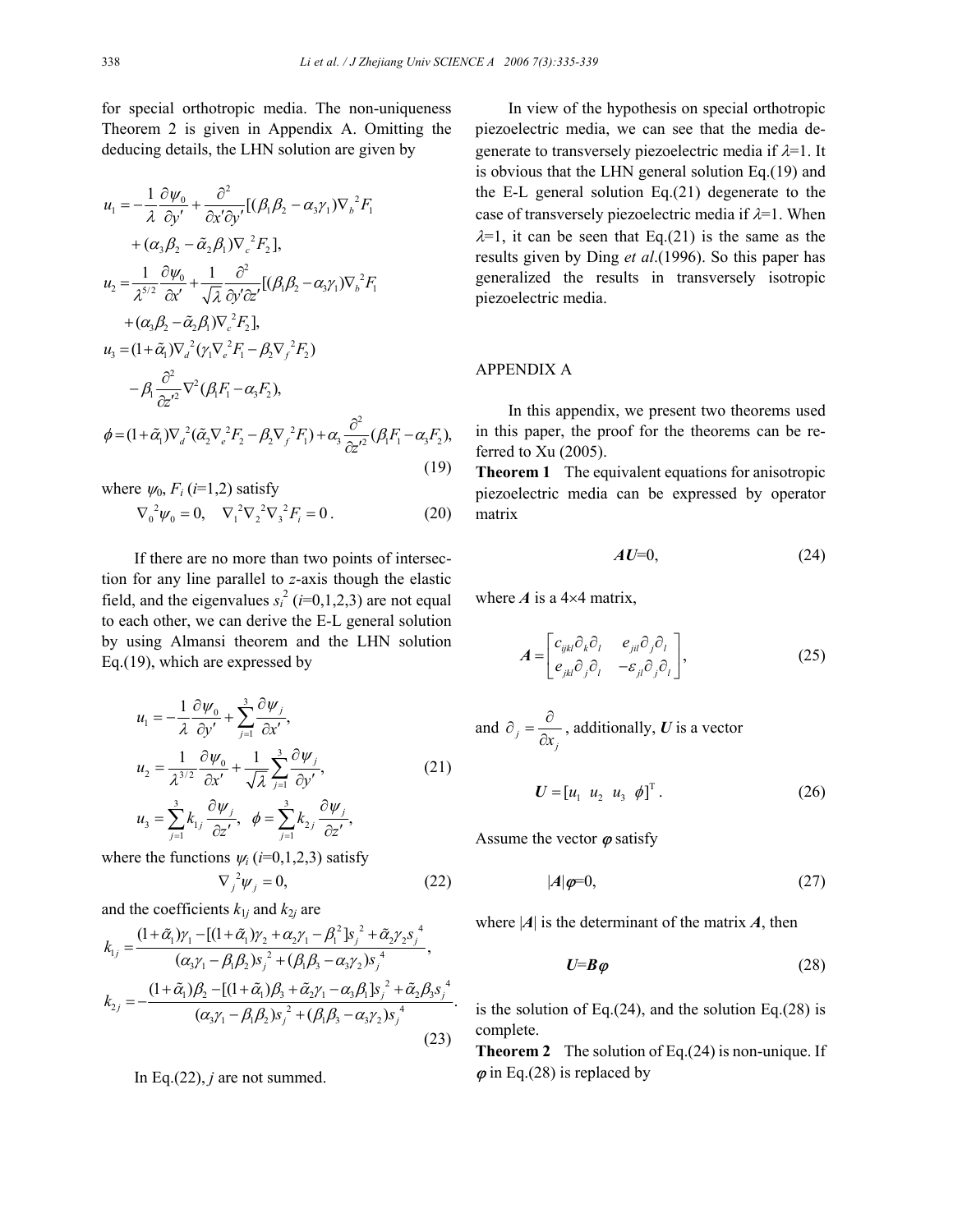for special orthotropic media. The non-uniqueness Theorem 2 is given in Appendix A. Omitting the deducing details, the LHN solution are given by

$$
\begin{aligned}
u_1 &= -\frac{1}{\lambda}\frac{\partial \psi_0}{\partial y'} + \frac{\partial^2}{\partial x' \partial y'}[(\beta_1\beta_2 - \alpha_3\gamma_1)\nabla_b^2 F_1 \\
&\quad + (\alpha_3\beta_2 - \tilde{\alpha}_2\beta_1)\nabla_c^2 F_2], \\
u_2 &= \frac{1}{\lambda^{5/2}}\frac{\partial \psi_0}{\partial x'} + \frac{1}{\sqrt{\lambda}}\frac{\partial^2}{\partial y' \partial z'}[(\beta_1\beta_2 - \alpha_3\gamma_1)\nabla_b^2 F_1 \\
&\quad + (\alpha_3\beta_2 - \tilde{\alpha}_2\beta_1)\nabla_c^2 F_2], \\
u_3 &= (1+\tilde{\alpha}_1)\nabla_d^2(\gamma_1\nabla_e^2 F_1 - \beta_2\nabla_f^2 F_2) \\
&\quad - \beta_1\frac{\partial^2}{\partial z'^2}\nabla^2(\beta_1 F_1 - \alpha_3 F_2), \\
\phi &= (1+\tilde{\alpha}_1)\nabla_d^2(\tilde{\alpha}_2\nabla_e^2 F_2 - \beta_2\nabla_f^2 F_1) + \alpha_3\frac{\partial^2}{\partial z'^2}(\beta_1 F_1 - \alpha_3 F_2),
\end{aligned} \tag{19}
$$

where $\psi_0$, $F_i$ ($i$=1,2) satisfy

$$
\nabla_0^2\psi_0 = 0, \quad \nabla_1^2\nabla_2^2\nabla_3^2 F_i = 0. \tag{20}
$$

If there are no more than two points of intersection for any line parallel to $z$-axis though the elastic field, and the eigenvalues $s_i^2$ ($i$=0,1,2,3) are not equal to each other, we can derive the E-L general solution by using Almansi theorem and the LHN solution Eq.(19), which are expressed by

$$
\begin{aligned}
u_1 &= -\frac{1}{\lambda}\frac{\partial \psi_0}{\partial y'} + \sum_{j=1}^{3}\frac{\partial \psi_j}{\partial x'}, \\
u_2 &= \frac{1}{\lambda^{3/2}}\frac{\partial \psi_0}{\partial x'} + \frac{1}{\sqrt{\lambda}}\sum_{j=1}^{3}\frac{\partial \psi_j}{\partial y'}, \\
u_3 &= \sum_{j=1}^{3} k_{1j}\frac{\partial \psi_j}{\partial z'}, \quad \phi = \sum_{j=1}^{3} k_{2j}\frac{\partial \psi_j}{\partial z'},
\end{aligned} \tag{21}
$$

where the functions $\psi_i$ ($i$=0,1,2,3) satisfy

$$
\nabla_j^2 \psi_j = 0, \tag{22}
$$

and the coefficients $k_{1j}$ and $k_{2j}$ are

$$
\begin{aligned}
k_{1j} &= \frac{(1+\tilde{\alpha}_1)\gamma_1 - [(1+\tilde{\alpha}_1)\gamma_2 + \alpha_2\gamma_1 - \beta_1^2]s_j^2 + \tilde{\alpha}_2\gamma_2 s_j^4}{(\alpha_3\gamma_1 - \beta_1\beta_2)s_j^2 + (\beta_1\beta_3 - \alpha_3\gamma_2)s_j^4}, \\
k_{2j} &= -\frac{(1+\tilde{\alpha}_1)\beta_2 - [(1+\tilde{\alpha}_1)\beta_3 + \tilde{\alpha}_2\gamma_1 - \alpha_3\beta_1]s_j^2 + \tilde{\alpha}_2\beta_3 s_j^4}{(\alpha_3\gamma_1 - \beta_1\beta_2)s_j^2 + (\beta_1\beta_3 - \alpha_3\gamma_2)s_j^4}.
\end{aligned} \tag{23}
$$

In Eq.(22), $j$ are not summed.

In view of the hypothesis on special orthotropic piezoelectric media, we can see that the media degenerate to transversely piezoelectric media if $\lambda$=1. It is obvious that the LHN general solution Eq.(19) and the E-L general solution Eq.(21) degenerate to the case of transversely piezoelectric media if $\lambda$=1. When $\lambda$=1, it can be seen that Eq.(21) is the same as the results given by Ding *et al*.(1996). So this paper has generalized the results in transversely isotropic piezoelectric media.

## APPENDIX A

In this appendix, we present two theorems used in this paper, the proof for the theorems can be referred to Xu (2005).

**Theorem 1** The equivalent equations for anisotropic piezoelectric media can be expressed by operator matrix

$$
\boldsymbol{AU}=0, \tag{24}
$$

where $\boldsymbol{A}$ is a 4×4 matrix,

$$
\boldsymbol{A} = \begin{bmatrix} c_{ijkl}\partial_k\partial_l & e_{jil}\partial_j\partial_l \\ e_{jkl}\partial_j\partial_l & -\varepsilon_{jl}\partial_j\partial_l \end{bmatrix}, \tag{25}
$$

and $\partial_j = \dfrac{\partial}{\partial x_j}$, additionally, $\boldsymbol{U}$ is a vector

$$
\boldsymbol{U} = [u_1 \;\; u_2 \;\; u_3 \;\; \phi]^{\mathrm{T}}. \tag{26}
$$

Assume the vector $\boldsymbol{\varphi}$ satisfy

$$
|\boldsymbol{A}|\boldsymbol{\varphi}=0, \tag{27}
$$

where $|\boldsymbol{A}|$ is the determinant of the matrix $\boldsymbol{A}$, then

$$
\boldsymbol{U}=\boldsymbol{B\varphi} \tag{28}
$$

is the solution of Eq.(24), and the solution Eq.(28) is complete.

**Theorem 2** The solution of Eq.(24) is non-unique. If $\boldsymbol{\varphi}$ in Eq.(28) is replaced by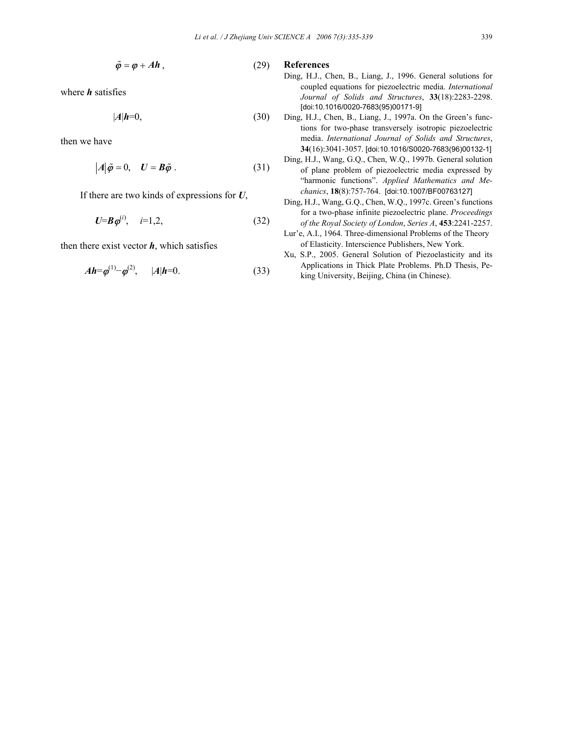$$\tilde{\boldsymbol{\varphi}} = \boldsymbol{\varphi} + \boldsymbol{A}\boldsymbol{h}\,, \tag{29}$$

where $\boldsymbol{h}$ satisfies

$$|\boldsymbol{A}|\boldsymbol{h}=0, \tag{30}$$

then we have

$$\left|\boldsymbol{A}\right|\tilde{\boldsymbol{\varphi}} = 0, \quad \boldsymbol{U} = \boldsymbol{B}\tilde{\boldsymbol{\varphi}}\,. \tag{31}$$

If there are two kinds of expressions for $\boldsymbol{U}$,

$$\boldsymbol{U}=\boldsymbol{B}\boldsymbol{\varphi}^{(i)}, \quad i=1,2, \tag{32}$$

then there exist vector $\boldsymbol{h}$, which satisfies

$$\boldsymbol{A}\boldsymbol{h}=\boldsymbol{\varphi}^{(1)}-\boldsymbol{\varphi}^{(2)}, \quad |\boldsymbol{A}|\boldsymbol{h}=0. \tag{33}$$

## References

Ding, H.J., Chen, B., Liang, J., 1996. General solutions for coupled equations for piezoelectric media. *International Journal of Solids and Structures*, **33**(18):2283-2298. [doi:10.1016/0020-7683(95)00171-9]

Ding, H.J., Chen, B., Liang, J., 1997a. On the Green's functions for two-phase transversely isotropic piezoelectric media. *International Journal of Solids and Structures*, **34**(16):3041-3057. [doi:10.1016/S0020-7683(96)00132-1]

Ding, H.J., Wang, G.Q., Chen, W.Q., 1997b. General solution of plane problem of piezoelectric media expressed by "harmonic functions". *Applied Mathematics and Mechanics*, **18**(8):757-764. [doi:10.1007/BF00763127]

Ding, H.J., Wang, G.Q., Chen, W.Q., 1997c. Green's functions for a two-phase infinite piezoelectric plane. *Proceedings of the Royal Society of London*, *Series A*, **453**:2241-2257.

Lur'e, A.I., 1964. Three-dimensional Problems of the Theory of Elasticity. Interscience Publishers, New York.

Xu, S.P., 2005. General Solution of Piezoelasticity and its Applications in Thick Plate Problems. Ph.D Thesis, Peking University, Beijing, China (in Chinese).